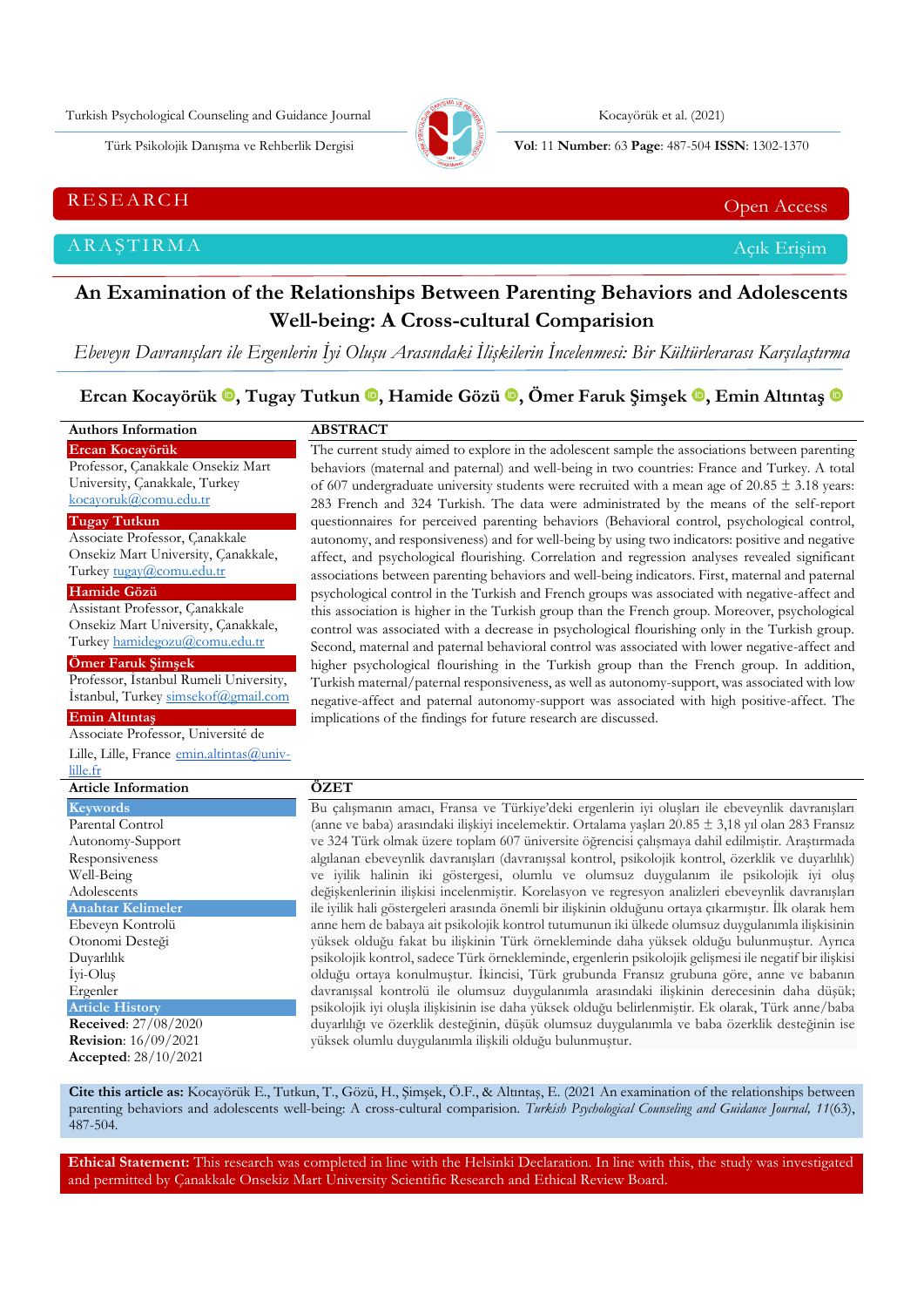RESEARCH — Open Access

ARAŞTIRMA — Açık Erişim

# An Examination of the Relationships Between Parenting Behaviors and Adolescents Well-being: A Cross-cultural Comparision

*Ebeveyn Davranışları ile Ergenlerin İyi Oluşu Arasındaki İlişkilerin İncelenmesi: Bir Kültürlerarası Karşılaştırma*

**Ercan Kocayörük, Tugay Tutkun, Hamide Gözü, Ömer Faruk Şimşek, Emin Altıntaş**

### Authors Information

**Ercan Kocayörük**
Professor, Çanakkale Onsekiz Mart University, Çanakkale, Turkey kocayoruk@comu.edu.tr

**Tugay Tutkun**
Associate Professor, Çanakkale Onsekiz Mart University, Çanakkale, Turkey tugay@comu.edu.tr

**Hamide Gözü**
Assistant Professor, Çanakkale Onsekiz Mart University, Çanakkale, Turkey hamidegozu@comu.edu.tr

**Ömer Faruk Şimşek**
Professor, Istanbul Rumeli University, İstanbul, Turkey simsekof@gmail.com

**Emin Altıntaş**
Associate Professor, Université de Lille, Lille, France emin.altintas@univ-lille.fr

### ABSTRACT

The current study aimed to explore in the adolescent sample the associations between parenting behaviors (maternal and paternal) and well-being in two countries: France and Turkey. A total of 607 undergraduate university students were recruited with a mean age of 20.85 ± 3.18 years: 283 French and 324 Turkish. The data were administrated by the means of the self-report questionnaires for perceived parenting behaviors (Behavioral control, psychological control, autonomy, and responsiveness) and for well-being by using two indicators: positive and negative affect, and psychological flourishing. Correlation and regression analyses revealed significant associations between parenting behaviors and well-being indicators. First, maternal and paternal psychological control in the Turkish and French groups was associated with negative-affect and this association is higher in the Turkish group than the French group. Moreover, psychological control was associated with a decrease in psychological flourishing only in the Turkish group. Second, maternal and paternal behavioral control was associated with lower negative-affect and higher psychological flourishing in the Turkish group than the French group. In addition, Turkish maternal/paternal responsiveness, as well as autonomy-support, was associated with low negative-affect and paternal autonomy-support was associated with high positive-affect. The implications of the findings for future research are discussed.

### Article Information

**Keywords**
Parental Control
Autonomy-Support
Responsiveness
Well-Being
Adolescents

**Anahtar Kelimeler**
Ebeveyn Kontrolü
Otonomi Desteği
Duyarlılık
İyi-Oluş
Ergenler

**Article History**
**Received**: 27/08/2020
**Revision**: 16/09/2021
**Accepted**: 28/10/2021

### ÖZET

Bu çalışmanın amacı, Fransa ve Türkiye'deki ergenlerin iyi oluşları ile ebeveynlik davranışları (anne ve baba) arasındaki ilişkiyi incelemektir. Ortalama yaşları 20.85 ± 3,18 yıl olan 283 Fransız ve 324 Türk olmak üzere toplam 607 üniversite öğrencisi çalışmaya dahil edilmiştir. Araştırmada algılanan ebeveynlik davranışları (davranışsal kontrol, psikolojik kontrol, özerklik ve duyarlılık) ve iyilik halinin iki göstergesi, olumlu ve olumsuz duygulanım ile psikolojik iyi oluş değişkenlerinin ilişkisi incelenmiştir. Korelasyon ve regresyon analizleri ebeveynlik davranışları ile iyilik hali göstergeleri arasında önemli bir ilişkinin olduğunu ortaya çıkarmıştır. İlk olarak hem anne hem de babaya ait psikolojik kontrol tutumunun iki ülkede olumsuz duygulanımla ilişkisinin yüksek olduğu fakat bu ilişkinin Türk örnekleminde daha yüksek olduğu bulunmuştur. Ayrıca psikolojik kontrol, sadece Türk örnekleminde, ergenlerin psikolojik gelişmesi ile negatif bir ilişkisi olduğu ortaya konulmuştur. İkincisi, Türk grubunda Fransız grubuna göre, anne ve babanın davranışsal kontrolü ile olumsuz duygulanımla arasındaki ilişkinin derecesinin daha düşük; psikolojik iyi oluşla ilişkisinin ise daha yüksek olduğu belirlenmiştir. Ek olarak, Türk anne/baba duyarlılığı ve özerklik desteğinin, düşük olumsuz duygulanımla ve baba özerklik desteğinin ise yüksek olumlu duygulanımla ilişkili olduğu bulunmuştur.

**Cite this article as:** Kocayörük E., Tutkun, T., Gözü, H., Şimşek, Ö.F., & Altıntaş, E. (2021 An examination of the relationships between parenting behaviors and adolescents well-being: A cross-cultural comparision. *Turkish Psychological Counseling and Guidance Journal, 11*(63), 487-504.

**Ethical Statement:** This research was completed in line with the Helsinki Declaration. In line with this, the study was investigated and permitted by Çanakkale Onsekiz Mart University Scientific Research and Ethical Review Board.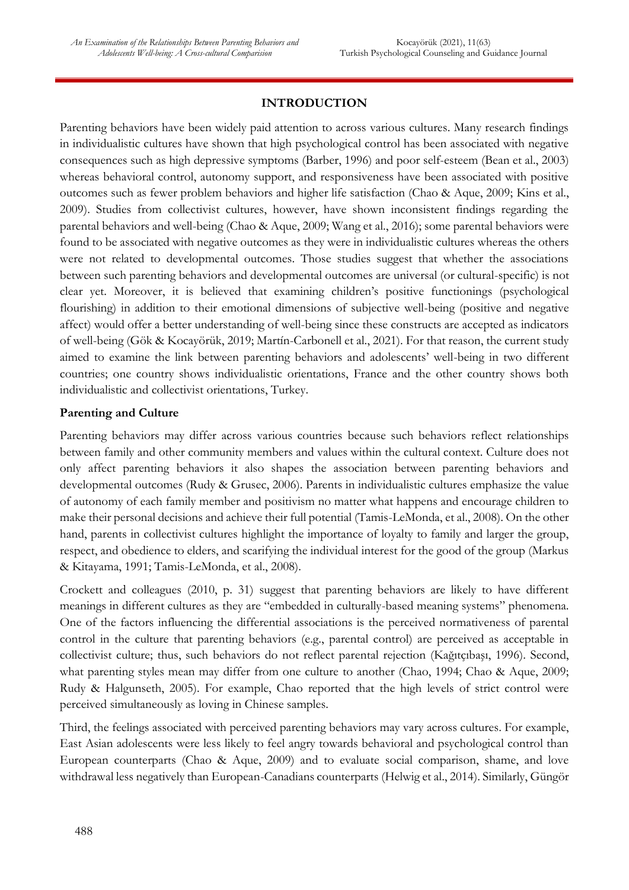## INTRODUCTION

Parenting behaviors have been widely paid attention to across various cultures. Many research findings in individualistic cultures have shown that high psychological control has been associated with negative consequences such as high depressive symptoms (Barber, 1996) and poor self-esteem (Bean et al., 2003) whereas behavioral control, autonomy support, and responsiveness have been associated with positive outcomes such as fewer problem behaviors and higher life satisfaction (Chao & Aque, 2009; Kins et al., 2009). Studies from collectivist cultures, however, have shown inconsistent findings regarding the parental behaviors and well-being (Chao & Aque, 2009; Wang et al., 2016); some parental behaviors were found to be associated with negative outcomes as they were in individualistic cultures whereas the others were not related to developmental outcomes. Those studies suggest that whether the associations between such parenting behaviors and developmental outcomes are universal (or cultural-specific) is not clear yet. Moreover, it is believed that examining children's positive functionings (psychological flourishing) in addition to their emotional dimensions of subjective well-being (positive and negative affect) would offer a better understanding of well-being since these constructs are accepted as indicators of well-being (Gök & Kocayörük, 2019; Martín-Carbonell et al., 2021). For that reason, the current study aimed to examine the link between parenting behaviors and adolescents' well-being in two different countries; one country shows individualistic orientations, France and the other country shows both individualistic and collectivist orientations, Turkey.

### Parenting and Culture

Parenting behaviors may differ across various countries because such behaviors reflect relationships between family and other community members and values within the cultural context. Culture does not only affect parenting behaviors it also shapes the association between parenting behaviors and developmental outcomes (Rudy & Grusec, 2006). Parents in individualistic cultures emphasize the value of autonomy of each family member and positivism no matter what happens and encourage children to make their personal decisions and achieve their full potential (Tamis-LeMonda, et al., 2008). On the other hand, parents in collectivist cultures highlight the importance of loyalty to family and larger the group, respect, and obedience to elders, and scarifying the individual interest for the good of the group (Markus & Kitayama, 1991; Tamis-LeMonda, et al., 2008).

Crockett and colleagues (2010, p. 31) suggest that parenting behaviors are likely to have different meanings in different cultures as they are "embedded in culturally-based meaning systems" phenomena. One of the factors influencing the differential associations is the perceived normativeness of parental control in the culture that parenting behaviors (e.g., parental control) are perceived as acceptable in collectivist culture; thus, such behaviors do not reflect parental rejection (Kağıtçıbaşı, 1996). Second, what parenting styles mean may differ from one culture to another (Chao, 1994; Chao & Aque, 2009; Rudy & Halgunseth, 2005). For example, Chao reported that the high levels of strict control were perceived simultaneously as loving in Chinese samples.

Third, the feelings associated with perceived parenting behaviors may vary across cultures. For example, East Asian adolescents were less likely to feel angry towards behavioral and psychological control than European counterparts (Chao & Aque, 2009) and to evaluate social comparison, shame, and love withdrawal less negatively than European-Canadians counterparts (Helwig et al., 2014). Similarly, Güngör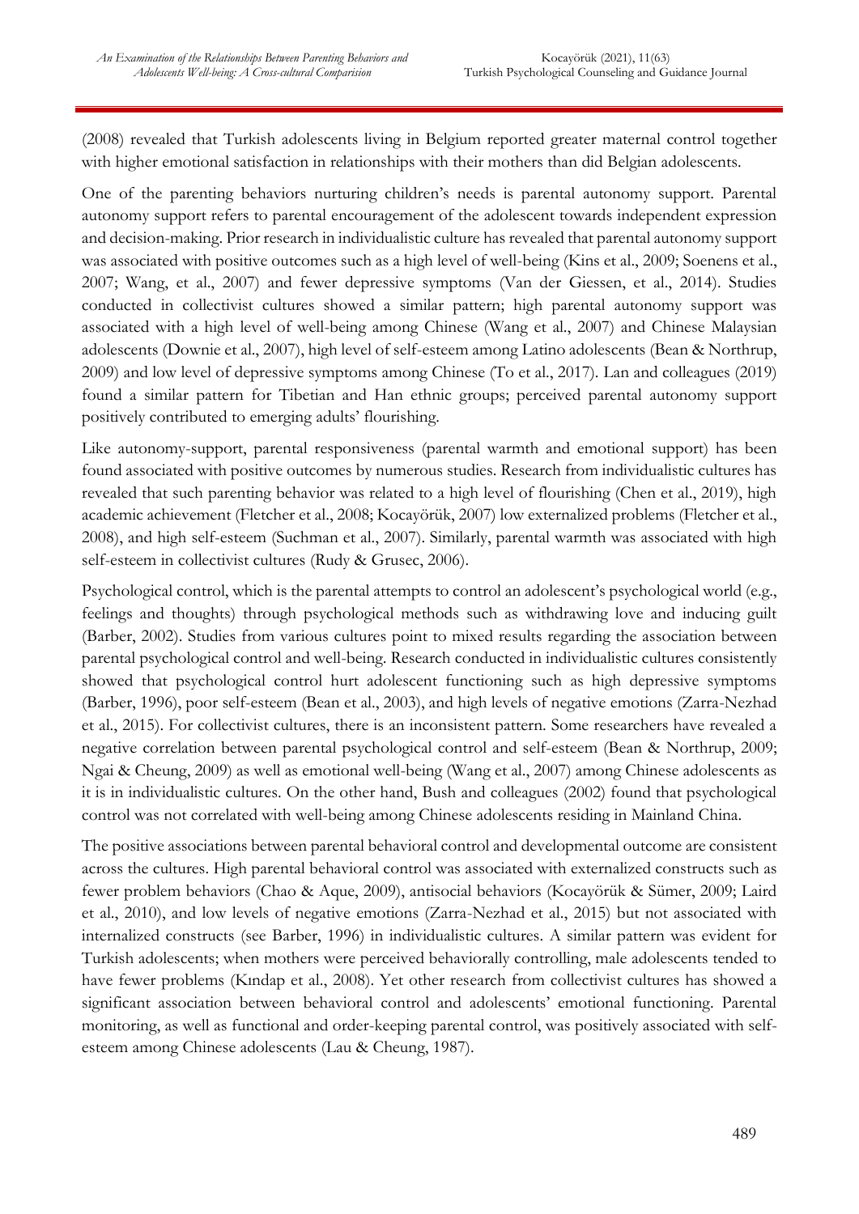(2008) revealed that Turkish adolescents living in Belgium reported greater maternal control together with higher emotional satisfaction in relationships with their mothers than did Belgian adolescents.

One of the parenting behaviors nurturing children's needs is parental autonomy support. Parental autonomy support refers to parental encouragement of the adolescent towards independent expression and decision-making. Prior research in individualistic culture has revealed that parental autonomy support was associated with positive outcomes such as a high level of well-being (Kins et al., 2009; Soenens et al., 2007; Wang, et al., 2007) and fewer depressive symptoms (Van der Giessen, et al., 2014). Studies conducted in collectivist cultures showed a similar pattern; high parental autonomy support was associated with a high level of well-being among Chinese (Wang et al., 2007) and Chinese Malaysian adolescents (Downie et al., 2007), high level of self-esteem among Latino adolescents (Bean & Northrup, 2009) and low level of depressive symptoms among Chinese (To et al., 2017). Lan and colleagues (2019) found a similar pattern for Tibetian and Han ethnic groups; perceived parental autonomy support positively contributed to emerging adults' flourishing.

Like autonomy-support, parental responsiveness (parental warmth and emotional support) has been found associated with positive outcomes by numerous studies. Research from individualistic cultures has revealed that such parenting behavior was related to a high level of flourishing (Chen et al., 2019), high academic achievement (Fletcher et al., 2008; Kocayörük, 2007) low externalized problems (Fletcher et al., 2008), and high self-esteem (Suchman et al., 2007). Similarly, parental warmth was associated with high self-esteem in collectivist cultures (Rudy & Grusec, 2006).

Psychological control, which is the parental attempts to control an adolescent's psychological world (e.g., feelings and thoughts) through psychological methods such as withdrawing love and inducing guilt (Barber, 2002). Studies from various cultures point to mixed results regarding the association between parental psychological control and well-being. Research conducted in individualistic cultures consistently showed that psychological control hurt adolescent functioning such as high depressive symptoms (Barber, 1996), poor self-esteem (Bean et al., 2003), and high levels of negative emotions (Zarra-Nezhad et al., 2015). For collectivist cultures, there is an inconsistent pattern. Some researchers have revealed a negative correlation between parental psychological control and self-esteem (Bean & Northrup, 2009; Ngai & Cheung, 2009) as well as emotional well-being (Wang et al., 2007) among Chinese adolescents as it is in individualistic cultures. On the other hand, Bush and colleagues (2002) found that psychological control was not correlated with well-being among Chinese adolescents residing in Mainland China.

The positive associations between parental behavioral control and developmental outcome are consistent across the cultures. High parental behavioral control was associated with externalized constructs such as fewer problem behaviors (Chao & Aque, 2009), antisocial behaviors (Kocayörük & Sümer, 2009; Laird et al., 2010), and low levels of negative emotions (Zarra-Nezhad et al., 2015) but not associated with internalized constructs (see Barber, 1996) in individualistic cultures. A similar pattern was evident for Turkish adolescents; when mothers were perceived behaviorally controlling, male adolescents tended to have fewer problems (Kındap et al., 2008). Yet other research from collectivist cultures has showed a significant association between behavioral control and adolescents' emotional functioning. Parental monitoring, as well as functional and order-keeping parental control, was positively associated with self-esteem among Chinese adolescents (Lau & Cheung, 1987).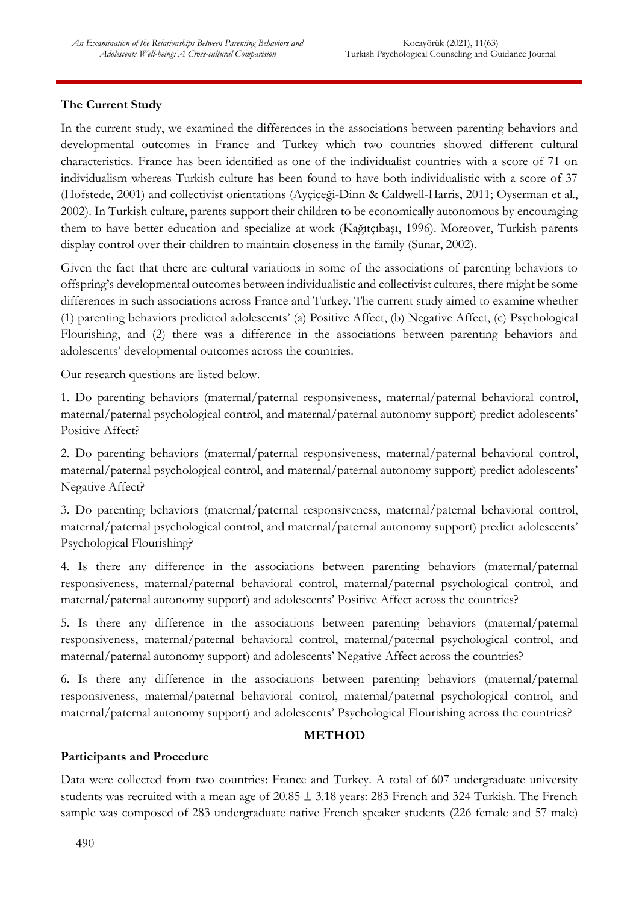## The Current Study

In the current study, we examined the differences in the associations between parenting behaviors and developmental outcomes in France and Turkey which two countries showed different cultural characteristics. France has been identified as one of the individualist countries with a score of 71 on individualism whereas Turkish culture has been found to have both individualistic with a score of 37 (Hofstede, 2001) and collectivist orientations (Ayçiçeği-Dinn & Caldwell-Harris, 2011; Oyserman et al., 2002). In Turkish culture, parents support their children to be economically autonomous by encouraging them to have better education and specialize at work (Kağıtçıbaşı, 1996). Moreover, Turkish parents display control over their children to maintain closeness in the family (Sunar, 2002).

Given the fact that there are cultural variations in some of the associations of parenting behaviors to offspring's developmental outcomes between individualistic and collectivist cultures, there might be some differences in such associations across France and Turkey. The current study aimed to examine whether (1) parenting behaviors predicted adolescents' (a) Positive Affect, (b) Negative Affect, (c) Psychological Flourishing, and (2) there was a difference in the associations between parenting behaviors and adolescents' developmental outcomes across the countries.

Our research questions are listed below.

1. Do parenting behaviors (maternal/paternal responsiveness, maternal/paternal behavioral control, maternal/paternal psychological control, and maternal/paternal autonomy support) predict adolescents' Positive Affect?

2. Do parenting behaviors (maternal/paternal responsiveness, maternal/paternal behavioral control, maternal/paternal psychological control, and maternal/paternal autonomy support) predict adolescents' Negative Affect?

3. Do parenting behaviors (maternal/paternal responsiveness, maternal/paternal behavioral control, maternal/paternal psychological control, and maternal/paternal autonomy support) predict adolescents' Psychological Flourishing?

4. Is there any difference in the associations between parenting behaviors (maternal/paternal responsiveness, maternal/paternal behavioral control, maternal/paternal psychological control, and maternal/paternal autonomy support) and adolescents' Positive Affect across the countries?

5. Is there any difference in the associations between parenting behaviors (maternal/paternal responsiveness, maternal/paternal behavioral control, maternal/paternal psychological control, and maternal/paternal autonomy support) and adolescents' Negative Affect across the countries?

6. Is there any difference in the associations between parenting behaviors (maternal/paternal responsiveness, maternal/paternal behavioral control, maternal/paternal psychological control, and maternal/paternal autonomy support) and adolescents' Psychological Flourishing across the countries?

# METHOD

## Participants and Procedure

Data were collected from two countries: France and Turkey. A total of 607 undergraduate university students was recruited with a mean age of $20.85 \pm 3.18$ years: 283 French and 324 Turkish. The French sample was composed of 283 undergraduate native French speaker students (226 female and 57 male)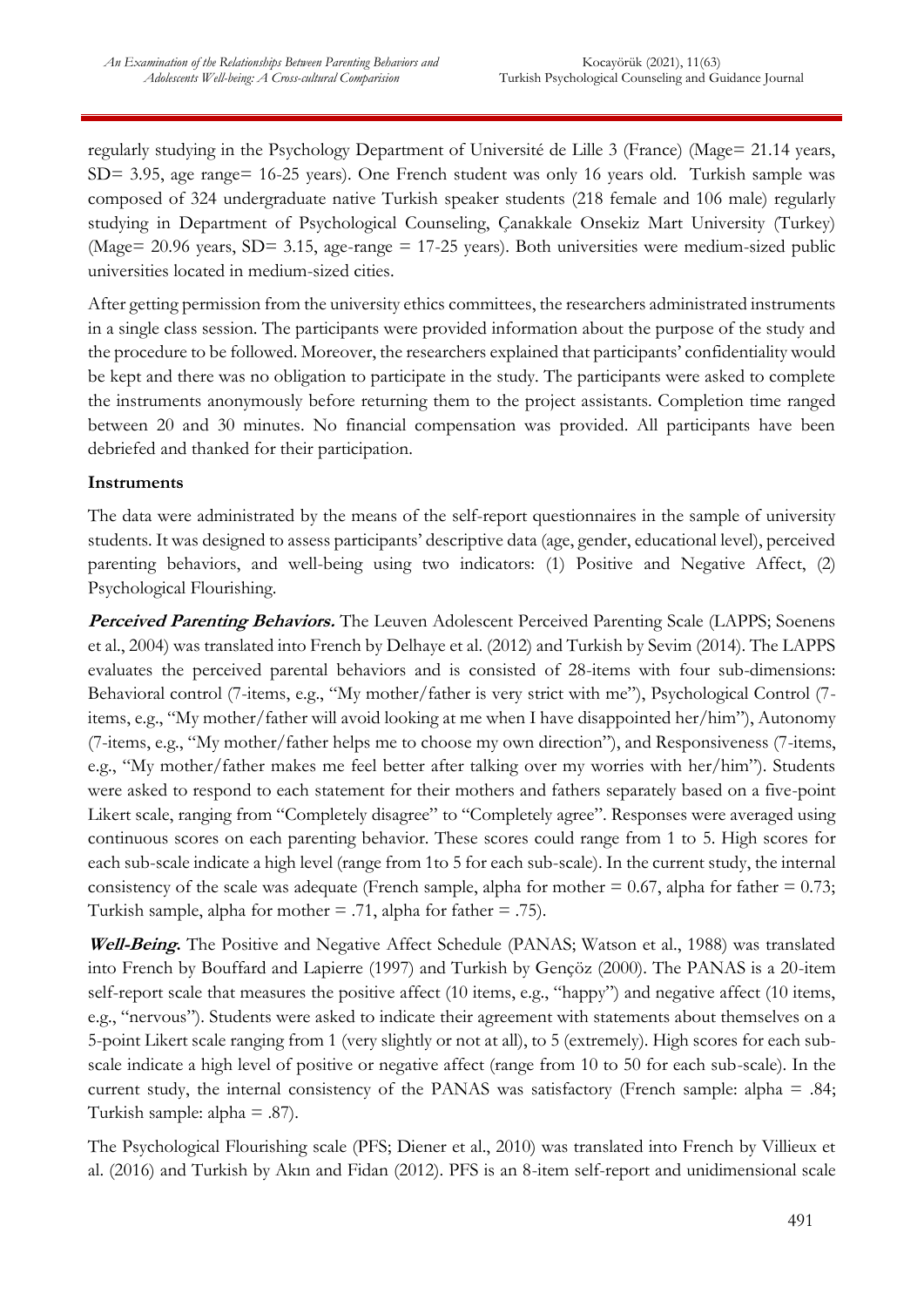regularly studying in the Psychology Department of Université de Lille 3 (France) (Mage= 21.14 years, SD= 3.95, age range= 16-25 years). One French student was only 16 years old. Turkish sample was composed of 324 undergraduate native Turkish speaker students (218 female and 106 male) regularly studying in Department of Psychological Counseling, Çanakkale Onsekiz Mart University (Turkey) (Mage= 20.96 years, SD= 3.15, age-range = 17-25 years). Both universities were medium-sized public universities located in medium-sized cities.

After getting permission from the university ethics committees, the researchers administrated instruments in a single class session. The participants were provided information about the purpose of the study and the procedure to be followed. Moreover, the researchers explained that participants' confidentiality would be kept and there was no obligation to participate in the study. The participants were asked to complete the instruments anonymously before returning them to the project assistants. Completion time ranged between 20 and 30 minutes. No financial compensation was provided. All participants have been debriefed and thanked for their participation.

**Instruments**

The data were administrated by the means of the self-report questionnaires in the sample of university students. It was designed to assess participants' descriptive data (age, gender, educational level), perceived parenting behaviors, and well-being using two indicators: (1) Positive and Negative Affect, (2) Psychological Flourishing.

***Perceived Parenting Behaviors.*** The Leuven Adolescent Perceived Parenting Scale (LAPPS; Soenens et al., 2004) was translated into French by Delhaye et al. (2012) and Turkish by Sevim (2014). The LAPPS evaluates the perceived parental behaviors and is consisted of 28-items with four sub-dimensions: Behavioral control (7-items, e.g., "My mother/father is very strict with me"), Psychological Control (7-items, e.g., "My mother/father will avoid looking at me when I have disappointed her/him"), Autonomy (7-items, e.g., "My mother/father helps me to choose my own direction"), and Responsiveness (7-items, e.g., "My mother/father makes me feel better after talking over my worries with her/him"). Students were asked to respond to each statement for their mothers and fathers separately based on a five-point Likert scale, ranging from "Completely disagree" to "Completely agree". Responses were averaged using continuous scores on each parenting behavior. These scores could range from 1 to 5. High scores for each sub-scale indicate a high level (range from 1to 5 for each sub-scale). In the current study, the internal consistency of the scale was adequate (French sample, alpha for mother = 0.67, alpha for father = 0.73; Turkish sample, alpha for mother = .71, alpha for father = .75).

***Well-Being.*** The Positive and Negative Affect Schedule (PANAS; Watson et al., 1988) was translated into French by Bouffard and Lapierre (1997) and Turkish by Gençöz (2000). The PANAS is a 20-item self-report scale that measures the positive affect (10 items, e.g., "happy") and negative affect (10 items, e.g., "nervous"). Students were asked to indicate their agreement with statements about themselves on a 5-point Likert scale ranging from 1 (very slightly or not at all), to 5 (extremely). High scores for each sub-scale indicate a high level of positive or negative affect (range from 10 to 50 for each sub-scale). In the current study, the internal consistency of the PANAS was satisfactory (French sample: alpha = .84; Turkish sample: alpha = .87).

The Psychological Flourishing scale (PFS; Diener et al., 2010) was translated into French by Villieux et al. (2016) and Turkish by Akın and Fidan (2012). PFS is an 8-item self-report and unidimensional scale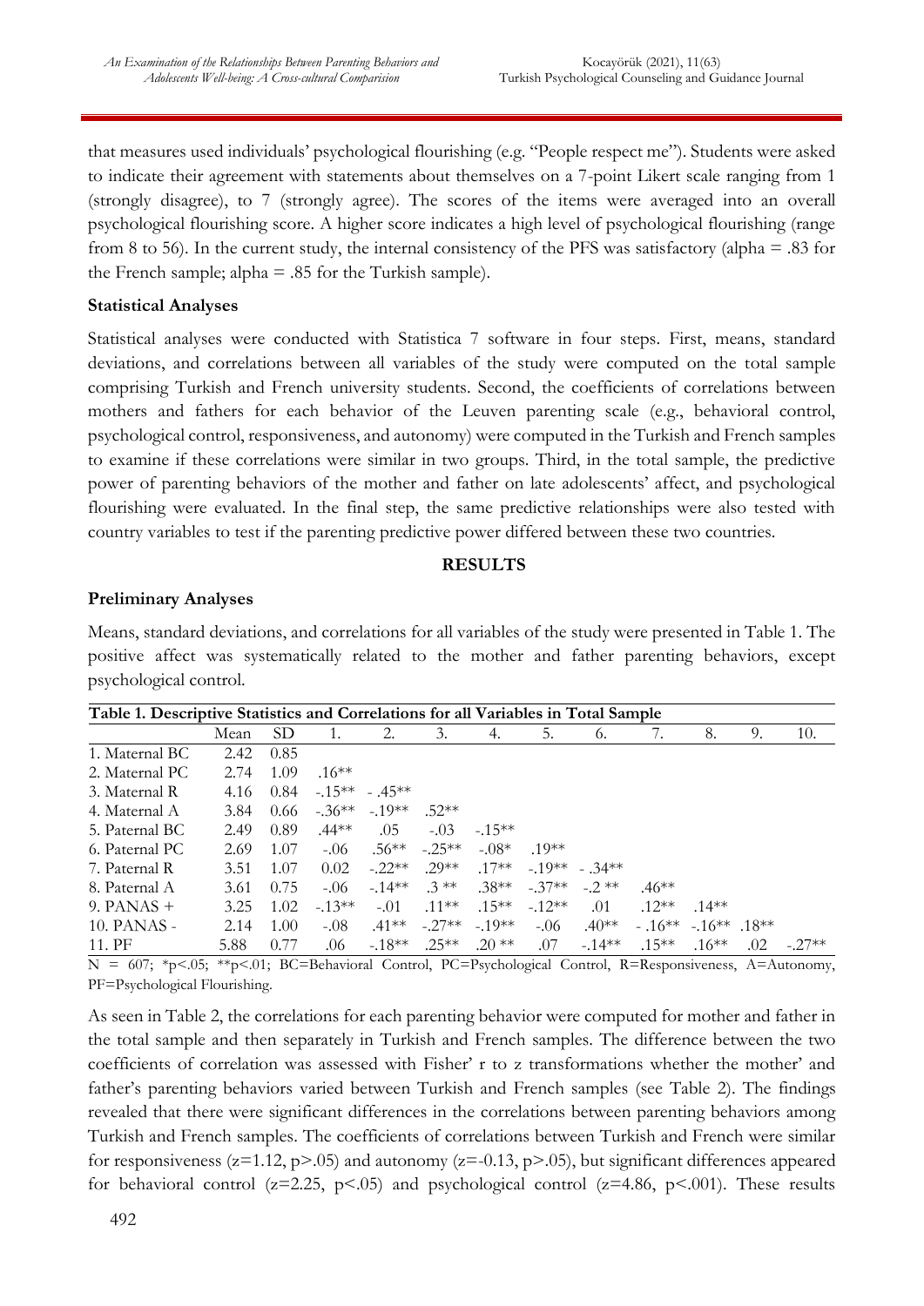that measures used individuals' psychological flourishing (e.g. "People respect me"). Students were asked to indicate their agreement with statements about themselves on a 7-point Likert scale ranging from 1 (strongly disagree), to 7 (strongly agree). The scores of the items were averaged into an overall psychological flourishing score. A higher score indicates a high level of psychological flourishing (range from 8 to 56). In the current study, the internal consistency of the PFS was satisfactory (alpha = .83 for the French sample; alpha = .85 for the Turkish sample).

**Statistical Analyses**

Statistical analyses were conducted with Statistica 7 software in four steps. First, means, standard deviations, and correlations between all variables of the study were computed on the total sample comprising Turkish and French university students. Second, the coefficients of correlations between mothers and fathers for each behavior of the Leuven parenting scale (e.g., behavioral control, psychological control, responsiveness, and autonomy) were computed in the Turkish and French samples to examine if these correlations were similar in two groups. Third, in the total sample, the predictive power of parenting behaviors of the mother and father on late adolescents' affect, and psychological flourishing were evaluated. In the final step, the same predictive relationships were also tested with country variables to test if the parenting predictive power differed between these two countries.

## RESULTS

**Preliminary Analyses**

Means, standard deviations, and correlations for all variables of the study were presented in Table 1. The positive affect was systematically related to the mother and father parenting behaviors, except psychological control.

**Table 1. Descriptive Statistics and Correlations for all Variables in Total Sample**

| | Mean | SD | 1. | 2. | 3. | 4. | 5. | 6. | 7. | 8. | 9. | 10. |
|---|---|---|---|---|---|---|---|---|---|---|---|---|
| 1. Maternal BC | 2.42 | 0.85 | | | | | | | | | | |
| 2. Maternal PC | 2.74 | 1.09 | .16** | | | | | | | | | |
| 3. Maternal R | 4.16 | 0.84 | -.15** | - .45** | | | | | | | | |
| 4. Maternal A | 3.84 | 0.66 | -.36** | -.19** | .52** | | | | | | | |
| 5. Paternal BC | 2.49 | 0.89 | .44** | .05 | -.03 | -.15** | | | | | | |
| 6. Paternal PC | 2.69 | 1.07 | -.06 | .56** | -.25** | -.08* | .19** | | | | | |
| 7. Paternal R | 3.51 | 1.07 | 0.02 | -.22** | .29** | .17** | -.19** | - .34** | | | | |
| 8. Paternal A | 3.61 | 0.75 | -.06 | -.14** | .3 ** | .38** | -.37** | -.2 ** | .46** | | | |
| 9. PANAS + | 3.25 | 1.02 | -.13** | -.01 | .11** | .15** | -.12** | .01 | .12** | .14** | | |
| 10. PANAS - | 2.14 | 1.00 | -.08 | .41** | -.27** | -.19** | -.06 | .40** | - .16** | -.16** | .18** | |
| 11. PF | 5.88 | 0.77 | .06 | -.18** | .25** | .20 ** | .07 | -.14** | .15** | .16** | .02 | -.27** |

N = 607; *p<.05; **p<.01; BC=Behavioral Control, PC=Psychological Control, R=Responsiveness, A=Autonomy, PF=Psychological Flourishing.

As seen in Table 2, the correlations for each parenting behavior were computed for mother and father in the total sample and then separately in Turkish and French samples. The difference between the two coefficients of correlation was assessed with Fisher' r to z transformations whether the mother' and father's parenting behaviors varied between Turkish and French samples (see Table 2). The findings revealed that there were significant differences in the correlations between parenting behaviors among Turkish and French samples. The coefficients of correlations between Turkish and French were similar for responsiveness ($z=1.12$, $p>.05$) and autonomy ($z=-0.13$, $p>.05$), but significant differences appeared for behavioral control ($z=2.25$, $p<.05$) and psychological control ($z=4.86$, $p<.001$). These results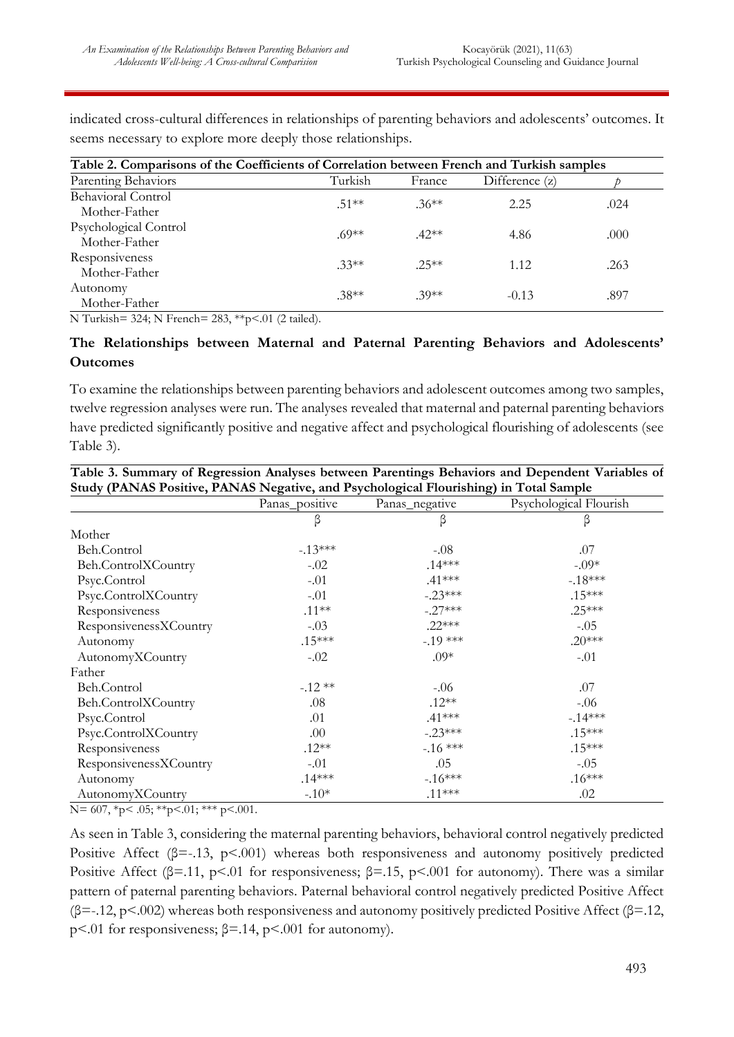indicated cross-cultural differences in relationships of parenting behaviors and adolescents' outcomes. It seems necessary to explore more deeply those relationships.

**Table 2. Comparisons of the Coefficients of Correlation between French and Turkish samples**

| Parenting Behaviors | Turkish | France | Difference (z) | p |
|---|---|---|---|---|
| Behavioral Control<br>Mother-Father | .51** | .36** | 2.25 | .024 |
| Psychological Control<br>Mother-Father | .69** | .42** | 4.86 | .000 |
| Responsiveness<br>Mother-Father | .33** | .25** | 1.12 | .263 |
| Autonomy<br>Mother-Father | .38** | .39** | -0.13 | .897 |

N Turkish= 324; N French= 283, **p<.01 (2 tailed).

### The Relationships between Maternal and Paternal Parenting Behaviors and Adolescents' Outcomes

To examine the relationships between parenting behaviors and adolescent outcomes among two samples, twelve regression analyses were run. The analyses revealed that maternal and paternal parenting behaviors have predicted significantly positive and negative affect and psychological flourishing of adolescents (see Table 3).

**Table 3. Summary of Regression Analyses between Parentings Behaviors and Dependent Variables of Study (PANAS Positive, PANAS Negative, and Psychological Flourishing) in Total Sample**

| | Panas_positive | Panas_negative | Psychological Flourish |
|---|---|---|---|
| | β | β | β |
| Mother | | | |
| Beh.Control | -.13*** | -.08 | .07 |
| Beh.ControlXCountry | -.02 | .14*** | -.09* |
| Psyc.Control | -.01 | .41*** | -.18*** |
| Psyc.ControlXCountry | -.01 | -.23*** | .15*** |
| Responsiveness | .11** | -.27*** | .25*** |
| ResponsivenessXCountry | -.03 | .22*** | -.05 |
| Autonomy | .15*** | -.19 *** | .20*** |
| AutonomyXCountry | -.02 | .09* | -.01 |
| Father | | | |
| Beh.Control | -.12 ** | -.06 | .07 |
| Beh.ControlXCountry | .08 | .12** | -.06 |
| Psyc.Control | .01 | .41*** | -.14*** |
| Psyc.ControlXCountry | .00 | -.23*** | .15*** |
| Responsiveness | .12** | -.16 *** | .15*** |
| ResponsivenessXCountry | -.01 | .05 | -.05 |
| Autonomy | .14*** | -.16*** | .16*** |
| AutonomyXCountry | -.10* | .11*** | .02 |

N= 607, *p< .05; **p<.01; *** p<.001.

As seen in Table 3, considering the maternal parenting behaviors, behavioral control negatively predicted Positive Affect (β=-.13, p<.001) whereas both responsiveness and autonomy positively predicted Positive Affect (β=.11, p<.01 for responsiveness; β=.15, p<.001 for autonomy). There was a similar pattern of paternal parenting behaviors. Paternal behavioral control negatively predicted Positive Affect (β=-.12, p<.002) whereas both responsiveness and autonomy positively predicted Positive Affect (β=.12, p<.01 for responsiveness; β=.14, p<.001 for autonomy).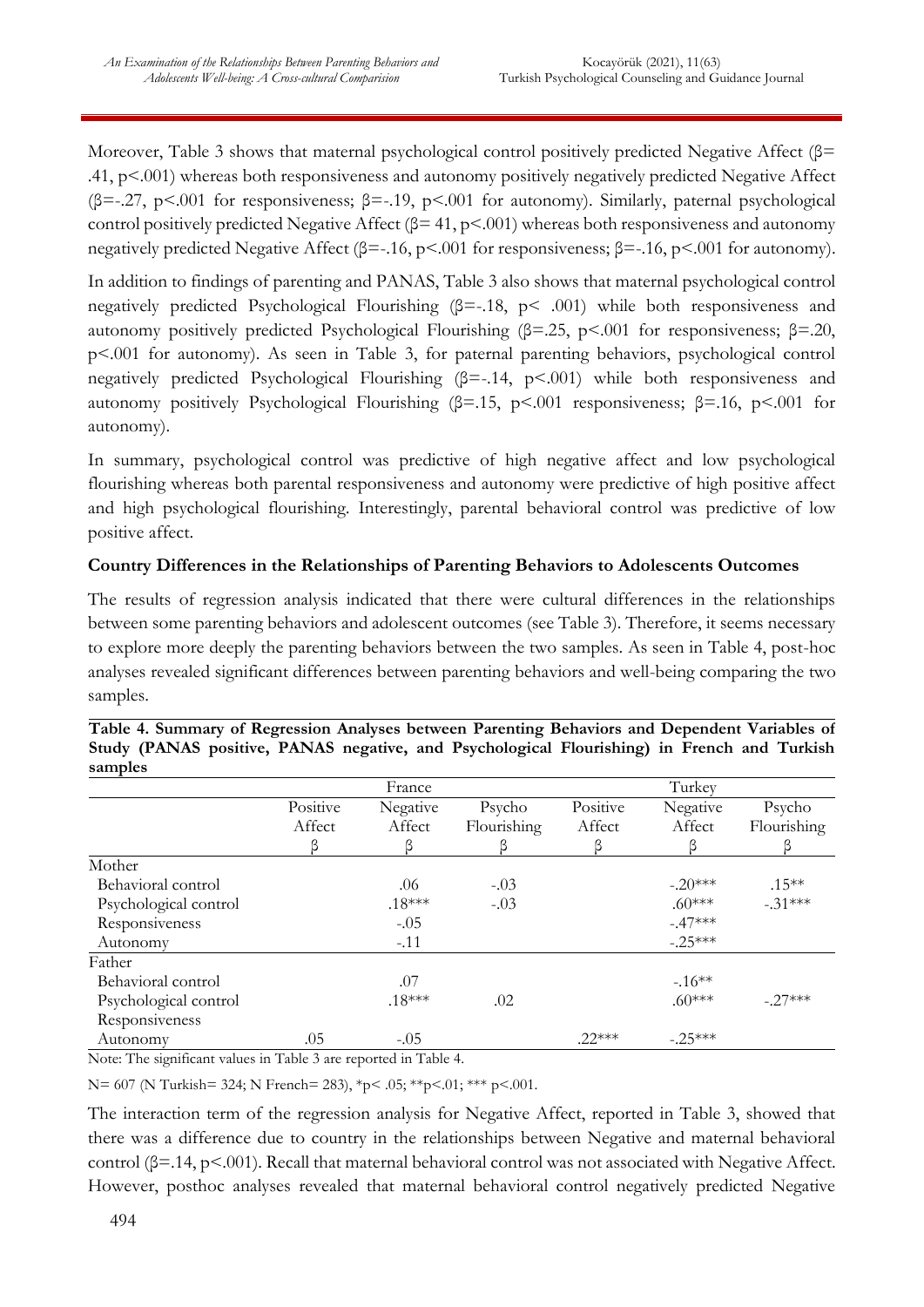Moreover, Table 3 shows that maternal psychological control positively predicted Negative Affect (β= .41, p<.001) whereas both responsiveness and autonomy positively negatively predicted Negative Affect (β=-.27, p<.001 for responsiveness; β=-.19, p<.001 for autonomy). Similarly, paternal psychological control positively predicted Negative Affect (β= 41, p<.001) whereas both responsiveness and autonomy negatively predicted Negative Affect (β=-.16, p<.001 for responsiveness; β=-.16, p<.001 for autonomy).

In addition to findings of parenting and PANAS, Table 3 also shows that maternal psychological control negatively predicted Psychological Flourishing (β=-.18, p< .001) while both responsiveness and autonomy positively predicted Psychological Flourishing (β=.25, p<.001 for responsiveness; β=.20, p<.001 for autonomy). As seen in Table 3, for paternal parenting behaviors, psychological control negatively predicted Psychological Flourishing (β=-.14, p<.001) while both responsiveness and autonomy positively Psychological Flourishing (β=.15, p<.001 responsiveness; β=.16, p<.001 for autonomy).

In summary, psychological control was predictive of high negative affect and low psychological flourishing whereas both parental responsiveness and autonomy were predictive of high positive affect and high psychological flourishing. Interestingly, parental behavioral control was predictive of low positive affect.

**Country Differences in the Relationships of Parenting Behaviors to Adolescents Outcomes**

The results of regression analysis indicated that there were cultural differences in the relationships between some parenting behaviors and adolescent outcomes (see Table 3). Therefore, it seems necessary to explore more deeply the parenting behaviors between the two samples. As seen in Table 4, post-hoc analyses revealed significant differences between parenting behaviors and well-being comparing the two samples.

**Table 4. Summary of Regression Analyses between Parenting Behaviors and Dependent Variables of Study (PANAS positive, PANAS negative, and Psychological Flourishing) in French and Turkish samples**

| | France | | | Turkey | | |
|---|---|---|---|---|---|---|
| | Positive Affect | Negative Affect | Psycho Flourishing | Positive Affect | Negative Affect | Psycho Flourishing |
| | β | β | β | β | β | β |
| Mother | | | | | | |
| Behavioral control | | .06 | -.03 | | -.20*** | .15** |
| Psychological control | | .18*** | -.03 | | .60*** | -.31*** |
| Responsiveness | | -.05 | | | -.47*** | |
| Autonomy | | -.11 | | | -.25*** | |
| Father | | | | | | |
| Behavioral control | | .07 | | | -.16** | |
| Psychological control | | .18*** | .02 | | .60*** | -.27*** |
| Responsiveness | | | | | | |
| Autonomy | .05 | -.05 | | .22*** | -.25*** | |

Note: The significant values in Table 3 are reported in Table 4.

N= 607 (N Turkish= 324; N French= 283), *p< .05; **p<.01; *** p<.001.

The interaction term of the regression analysis for Negative Affect, reported in Table 3, showed that there was a difference due to country in the relationships between Negative and maternal behavioral control (β=.14, p<.001). Recall that maternal behavioral control was not associated with Negative Affect. However, posthoc analyses revealed that maternal behavioral control negatively predicted Negative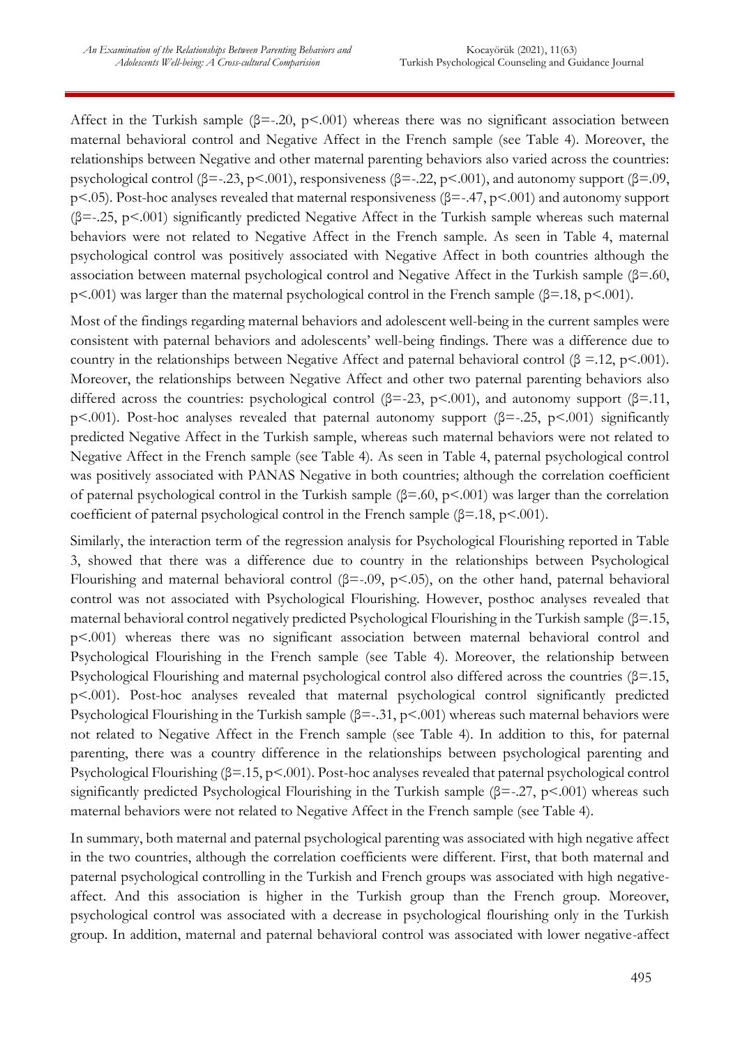Affect in the Turkish sample ($\beta$=-.20, $p$<.001) whereas there was no significant association between maternal behavioral control and Negative Affect in the French sample (see Table 4). Moreover, the relationships between Negative and other maternal parenting behaviors also varied across the countries: psychological control ($\beta$=-.23, $p$<.001), responsiveness ($\beta$=-.22, $p$<.001), and autonomy support ($\beta$=.09, $p$<.05). Post-hoc analyses revealed that maternal responsiveness ($\beta$=-.47, $p$<.001) and autonomy support ($\beta$=-.25, $p$<.001) significantly predicted Negative Affect in the Turkish sample whereas such maternal behaviors were not related to Negative Affect in the French sample. As seen in Table 4, maternal psychological control was positively associated with Negative Affect in both countries although the association between maternal psychological control and Negative Affect in the Turkish sample ($\beta$=.60, $p$<.001) was larger than the maternal psychological control in the French sample ($\beta$=.18, $p$<.001).

Most of the findings regarding maternal behaviors and adolescent well-being in the current samples were consistent with paternal behaviors and adolescents' well-being findings. There was a difference due to country in the relationships between Negative Affect and paternal behavioral control ($\beta$ =.12, $p$<.001). Moreover, the relationships between Negative Affect and other two paternal parenting behaviors also differed across the countries: psychological control ($\beta$=-23, $p$<.001), and autonomy support ($\beta$=.11, $p$<.001). Post-hoc analyses revealed that paternal autonomy support ($\beta$=-.25, $p$<.001) significantly predicted Negative Affect in the Turkish sample, whereas such maternal behaviors were not related to Negative Affect in the French sample (see Table 4). As seen in Table 4, paternal psychological control was positively associated with PANAS Negative in both countries; although the correlation coefficient of paternal psychological control in the Turkish sample ($\beta$=.60, $p$<.001) was larger than the correlation coefficient of paternal psychological control in the French sample ($\beta$=.18, $p$<.001).

Similarly, the interaction term of the regression analysis for Psychological Flourishing reported in Table 3, showed that there was a difference due to country in the relationships between Psychological Flourishing and maternal behavioral control ($\beta$=-.09, $p$<.05), on the other hand, paternal behavioral control was not associated with Psychological Flourishing. However, posthoc analyses revealed that maternal behavioral control negatively predicted Psychological Flourishing in the Turkish sample ($\beta$=.15, $p$<.001) whereas there was no significant association between maternal behavioral control and Psychological Flourishing in the French sample (see Table 4). Moreover, the relationship between Psychological Flourishing and maternal psychological control also differed across the countries ($\beta$=.15, $p$<.001). Post-hoc analyses revealed that maternal psychological control significantly predicted Psychological Flourishing in the Turkish sample ($\beta$=-.31, $p$<.001) whereas such maternal behaviors were not related to Negative Affect in the French sample (see Table 4). In addition to this, for paternal parenting, there was a country difference in the relationships between psychological parenting and Psychological Flourishing ($\beta$=.15, $p$<.001). Post-hoc analyses revealed that paternal psychological control significantly predicted Psychological Flourishing in the Turkish sample ($\beta$=-.27, $p$<.001) whereas such maternal behaviors were not related to Negative Affect in the French sample (see Table 4).

In summary, both maternal and paternal psychological parenting was associated with high negative affect in the two countries, although the correlation coefficients were different. First, that both maternal and paternal psychological controlling in the Turkish and French groups was associated with high negative-affect. And this association is higher in the Turkish group than the French group. Moreover, psychological control was associated with a decrease in psychological flourishing only in the Turkish group. In addition, maternal and paternal behavioral control was associated with lower negative-affect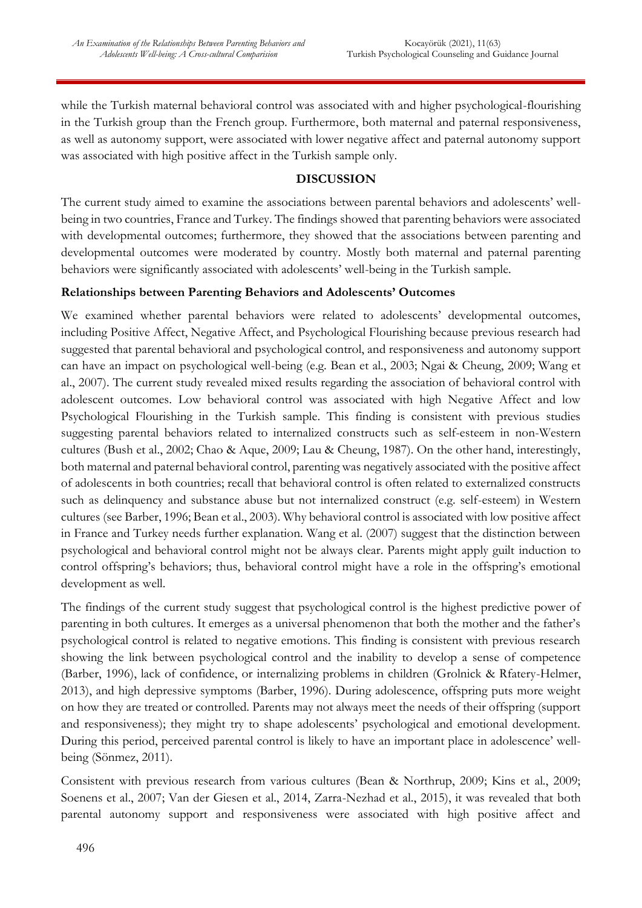while the Turkish maternal behavioral control was associated with and higher psychological-flourishing in the Turkish group than the French group. Furthermore, both maternal and paternal responsiveness, as well as autonomy support, were associated with lower negative affect and paternal autonomy support was associated with high positive affect in the Turkish sample only.

## DISCUSSION

The current study aimed to examine the associations between parental behaviors and adolescents' well-being in two countries, France and Turkey. The findings showed that parenting behaviors were associated with developmental outcomes; furthermore, they showed that the associations between parenting and developmental outcomes were moderated by country. Mostly both maternal and paternal parenting behaviors were significantly associated with adolescents' well-being in the Turkish sample.

### Relationships between Parenting Behaviors and Adolescents' Outcomes

We examined whether parental behaviors were related to adolescents' developmental outcomes, including Positive Affect, Negative Affect, and Psychological Flourishing because previous research had suggested that parental behavioral and psychological control, and responsiveness and autonomy support can have an impact on psychological well-being (e.g. Bean et al., 2003; Ngai & Cheung, 2009; Wang et al., 2007). The current study revealed mixed results regarding the association of behavioral control with adolescent outcomes. Low behavioral control was associated with high Negative Affect and low Psychological Flourishing in the Turkish sample. This finding is consistent with previous studies suggesting parental behaviors related to internalized constructs such as self-esteem in non-Western cultures (Bush et al., 2002; Chao & Aque, 2009; Lau & Cheung, 1987). On the other hand, interestingly, both maternal and paternal behavioral control, parenting was negatively associated with the positive affect of adolescents in both countries; recall that behavioral control is often related to externalized constructs such as delinquency and substance abuse but not internalized construct (e.g. self-esteem) in Western cultures (see Barber, 1996; Bean et al., 2003). Why behavioral control is associated with low positive affect in France and Turkey needs further explanation. Wang et al. (2007) suggest that the distinction between psychological and behavioral control might not be always clear. Parents might apply guilt induction to control offspring's behaviors; thus, behavioral control might have a role in the offspring's emotional development as well.

The findings of the current study suggest that psychological control is the highest predictive power of parenting in both cultures. It emerges as a universal phenomenon that both the mother and the father's psychological control is related to negative emotions. This finding is consistent with previous research showing the link between psychological control and the inability to develop a sense of competence (Barber, 1996), lack of confidence, or internalizing problems in children (Grolnick & Rfatery-Helmer, 2013), and high depressive symptoms (Barber, 1996). During adolescence, offspring puts more weight on how they are treated or controlled. Parents may not always meet the needs of their offspring (support and responsiveness); they might try to shape adolescents' psychological and emotional development. During this period, perceived parental control is likely to have an important place in adolescence' well-being (Sönmez, 2011).

Consistent with previous research from various cultures (Bean & Northrup, 2009; Kins et al., 2009; Soenens et al., 2007; Van der Giesen et al., 2014, Zarra-Nezhad et al., 2015), it was revealed that both parental autonomy support and responsiveness were associated with high positive affect and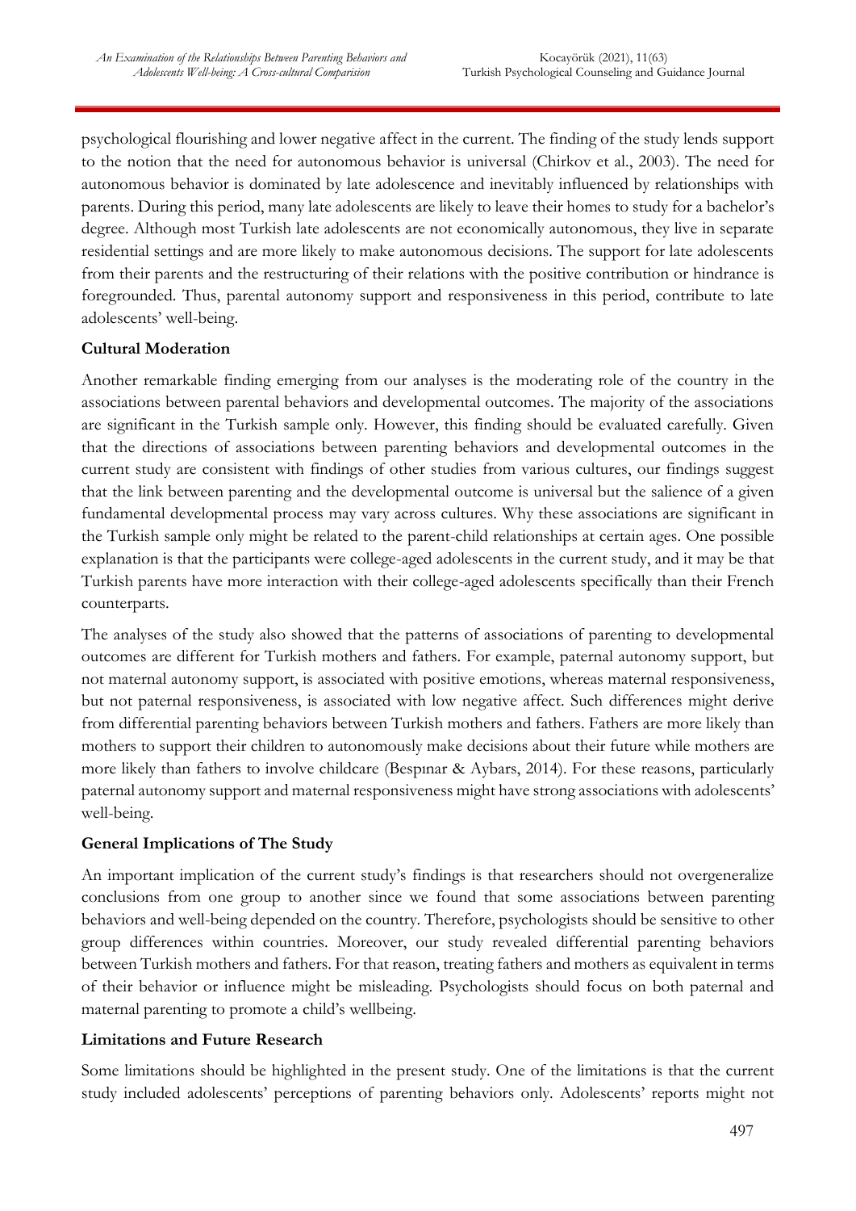psychological flourishing and lower negative affect in the current. The finding of the study lends support to the notion that the need for autonomous behavior is universal (Chirkov et al., 2003). The need for autonomous behavior is dominated by late adolescence and inevitably influenced by relationships with parents. During this period, many late adolescents are likely to leave their homes to study for a bachelor's degree. Although most Turkish late adolescents are not economically autonomous, they live in separate residential settings and are more likely to make autonomous decisions. The support for late adolescents from their parents and the restructuring of their relations with the positive contribution or hindrance is foregrounded. Thus, parental autonomy support and responsiveness in this period, contribute to late adolescents' well-being.

**Cultural Moderation**

Another remarkable finding emerging from our analyses is the moderating role of the country in the associations between parental behaviors and developmental outcomes. The majority of the associations are significant in the Turkish sample only. However, this finding should be evaluated carefully. Given that the directions of associations between parenting behaviors and developmental outcomes in the current study are consistent with findings of other studies from various cultures, our findings suggest that the link between parenting and the developmental outcome is universal but the salience of a given fundamental developmental process may vary across cultures. Why these associations are significant in the Turkish sample only might be related to the parent-child relationships at certain ages. One possible explanation is that the participants were college-aged adolescents in the current study, and it may be that Turkish parents have more interaction with their college-aged adolescents specifically than their French counterparts.

The analyses of the study also showed that the patterns of associations of parenting to developmental outcomes are different for Turkish mothers and fathers. For example, paternal autonomy support, but not maternal autonomy support, is associated with positive emotions, whereas maternal responsiveness, but not paternal responsiveness, is associated with low negative affect. Such differences might derive from differential parenting behaviors between Turkish mothers and fathers. Fathers are more likely than mothers to support their children to autonomously make decisions about their future while mothers are more likely than fathers to involve childcare (Bespınar & Aybars, 2014). For these reasons, particularly paternal autonomy support and maternal responsiveness might have strong associations with adolescents' well-being.

**General Implications of The Study**

An important implication of the current study's findings is that researchers should not overgeneralize conclusions from one group to another since we found that some associations between parenting behaviors and well-being depended on the country. Therefore, psychologists should be sensitive to other group differences within countries. Moreover, our study revealed differential parenting behaviors between Turkish mothers and fathers. For that reason, treating fathers and mothers as equivalent in terms of their behavior or influence might be misleading. Psychologists should focus on both paternal and maternal parenting to promote a child's wellbeing.

**Limitations and Future Research**

Some limitations should be highlighted in the present study. One of the limitations is that the current study included adolescents' perceptions of parenting behaviors only. Adolescents' reports might not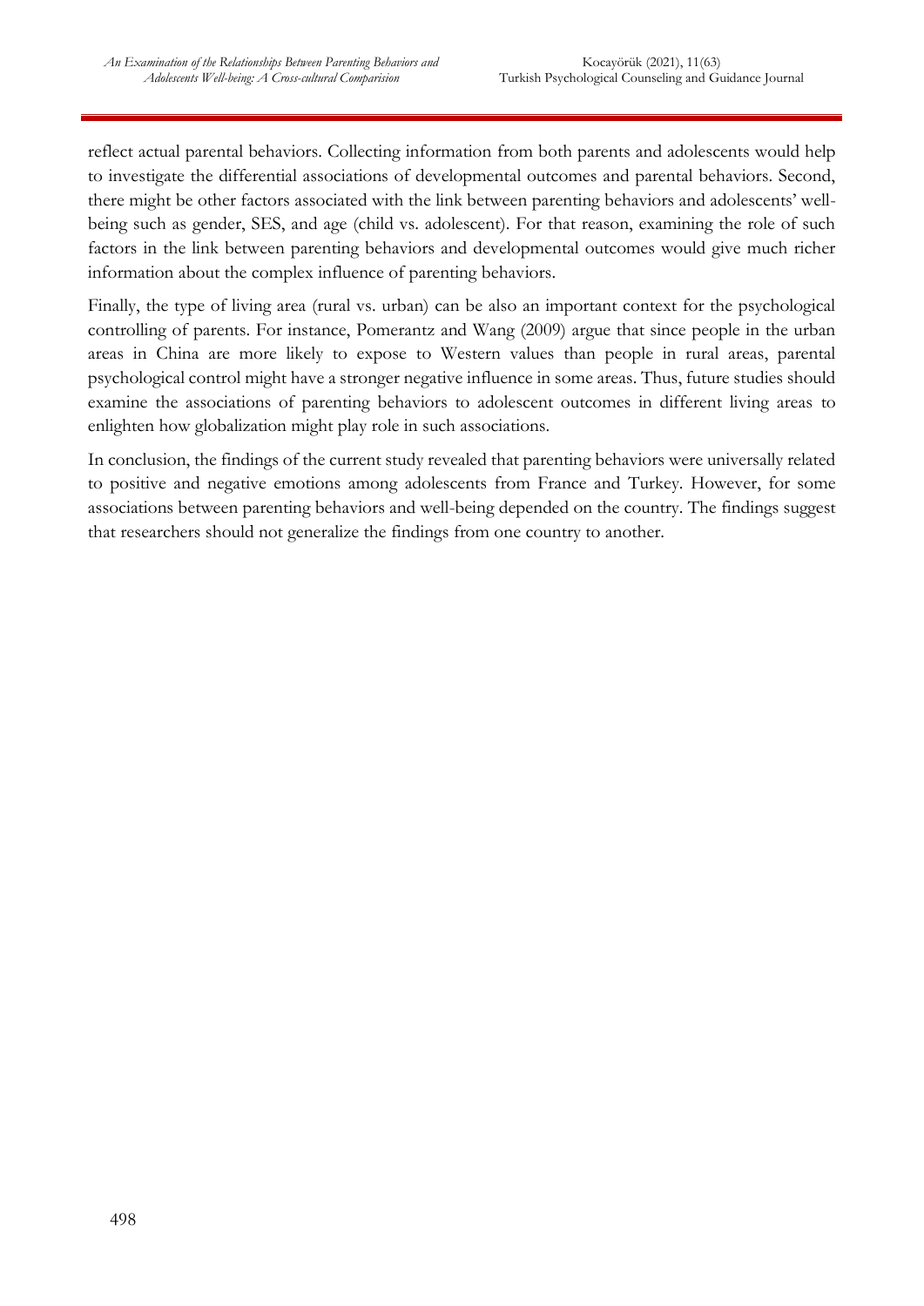reflect actual parental behaviors. Collecting information from both parents and adolescents would help to investigate the differential associations of developmental outcomes and parental behaviors. Second, there might be other factors associated with the link between parenting behaviors and adolescents' well-being such as gender, SES, and age (child vs. adolescent). For that reason, examining the role of such factors in the link between parenting behaviors and developmental outcomes would give much richer information about the complex influence of parenting behaviors.

Finally, the type of living area (rural vs. urban) can be also an important context for the psychological controlling of parents. For instance, Pomerantz and Wang (2009) argue that since people in the urban areas in China are more likely to expose to Western values than people in rural areas, parental psychological control might have a stronger negative influence in some areas. Thus, future studies should examine the associations of parenting behaviors to adolescent outcomes in different living areas to enlighten how globalization might play role in such associations.

In conclusion, the findings of the current study revealed that parenting behaviors were universally related to positive and negative emotions among adolescents from France and Turkey. However, for some associations between parenting behaviors and well-being depended on the country. The findings suggest that researchers should not generalize the findings from one country to another.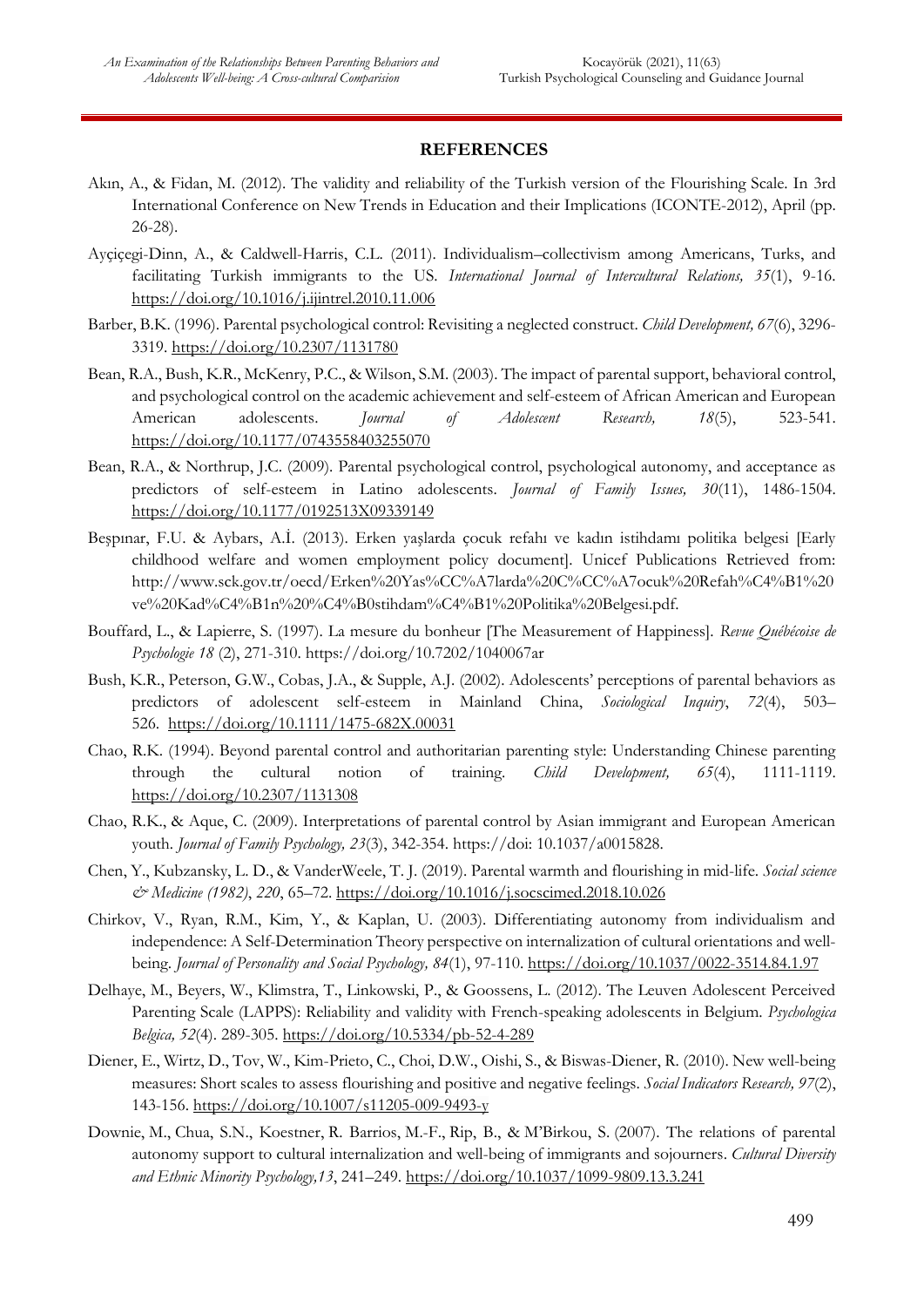## REFERENCES

Akın, A., & Fidan, M. (2012). The validity and reliability of the Turkish version of the Flourishing Scale. In 3rd International Conference on New Trends in Education and their Implications (ICONTE-2012), April (pp. 26-28).

Ayçiçegi-Dinn, A., & Caldwell-Harris, C.L. (2011). Individualism–collectivism among Americans, Turks, and facilitating Turkish immigrants to the US. *International Journal of Intercultural Relations, 35*(1), 9-16. https://doi.org/10.1016/j.ijintrel.2010.11.006

Barber, B.K. (1996). Parental psychological control: Revisiting a neglected construct. *Child Development, 67*(6), 3296-3319. https://doi.org/10.2307/1131780

Bean, R.A., Bush, K.R., McKenry, P.C., & Wilson, S.M. (2003). The impact of parental support, behavioral control, and psychological control on the academic achievement and self-esteem of African American and European American adolescents. *Journal of Adolescent Research, 18*(5), 523-541. https://doi.org/10.1177/0743558403255070

Bean, R.A., & Northrup, J.C. (2009). Parental psychological control, psychological autonomy, and acceptance as predictors of self-esteem in Latino adolescents. *Journal of Family Issues, 30*(11), 1486-1504. https://doi.org/10.1177/0192513X09339149

Beşpınar, F.U. & Aybars, A.İ. (2013). Erken yaşlarda çocuk refahı ve kadın istihdamı politika belgesi [Early childhood welfare and women employment policy document]. Unicef Publications Retrieved from: http://www.sck.gov.tr/oecd/Erken%20Yas%CC%A7larda%20C%CC%A7ocuk%20Refah%C4%B1%20ve%20Kad%C4%B1n%20%C4%B0stihdam%C4%B1%20Politika%20Belgesi.pdf.

Bouffard, L., & Lapierre, S. (1997). La mesure du bonheur [The Measurement of Happiness]. *Revue Québécoise de Psychologie 18* (2), 271-310. https://doi.org/10.7202/1040067ar

Bush, K.R., Peterson, G.W., Cobas, J.A., & Supple, A.J. (2002). Adolescents' perceptions of parental behaviors as predictors of adolescent self-esteem in Mainland China, *Sociological Inquiry*, *72*(4), 503–526. https://doi.org/10.1111/1475-682X.00031

Chao, R.K. (1994). Beyond parental control and authoritarian parenting style: Understanding Chinese parenting through the cultural notion of training. *Child Development, 65*(4), 1111-1119. https://doi.org/10.2307/1131308

Chao, R.K., & Aque, C. (2009). Interpretations of parental control by Asian immigrant and European American youth. *Journal of Family Psychology, 23*(3), 342-354. https://doi: 10.1037/a0015828.

Chen, Y., Kubzansky, L. D., & VanderWeele, T. J. (2019). Parental warmth and flourishing in mid-life. *Social science & Medicine (1982)*, *220*, 65–72. https://doi.org/10.1016/j.socscimed.2018.10.026

Chirkov, V., Ryan, R.M., Kim, Y., & Kaplan, U. (2003). Differentiating autonomy from individualism and independence: A Self-Determination Theory perspective on internalization of cultural orientations and well-being. *Journal of Personality and Social Psychology, 84*(1), 97-110. https://doi.org/10.1037/0022-3514.84.1.97

Delhaye, M., Beyers, W., Klimstra, T., Linkowski, P., & Goossens, L. (2012). The Leuven Adolescent Perceived Parenting Scale (LAPPS): Reliability and validity with French-speaking adolescents in Belgium. *Psychologica Belgica, 52*(4). 289-305. https://doi.org/10.5334/pb-52-4-289

Diener, E., Wirtz, D., Tov, W., Kim-Prieto, C., Choi, D.W., Oishi, S., & Biswas-Diener, R. (2010). New well-being measures: Short scales to assess flourishing and positive and negative feelings. *Social Indicators Research, 97*(2), 143-156. https://doi.org/10.1007/s11205-009-9493-y

Downie, M., Chua, S.N., Koestner, R. Barrios, M.-F., Rip, B., & M'Birkou, S. (2007). The relations of parental autonomy support to cultural internalization and well-being of immigrants and sojourners. *Cultural Diversity and Ethnic Minority Psychology,13*, 241–249. https://doi.org/10.1037/1099-9809.13.3.241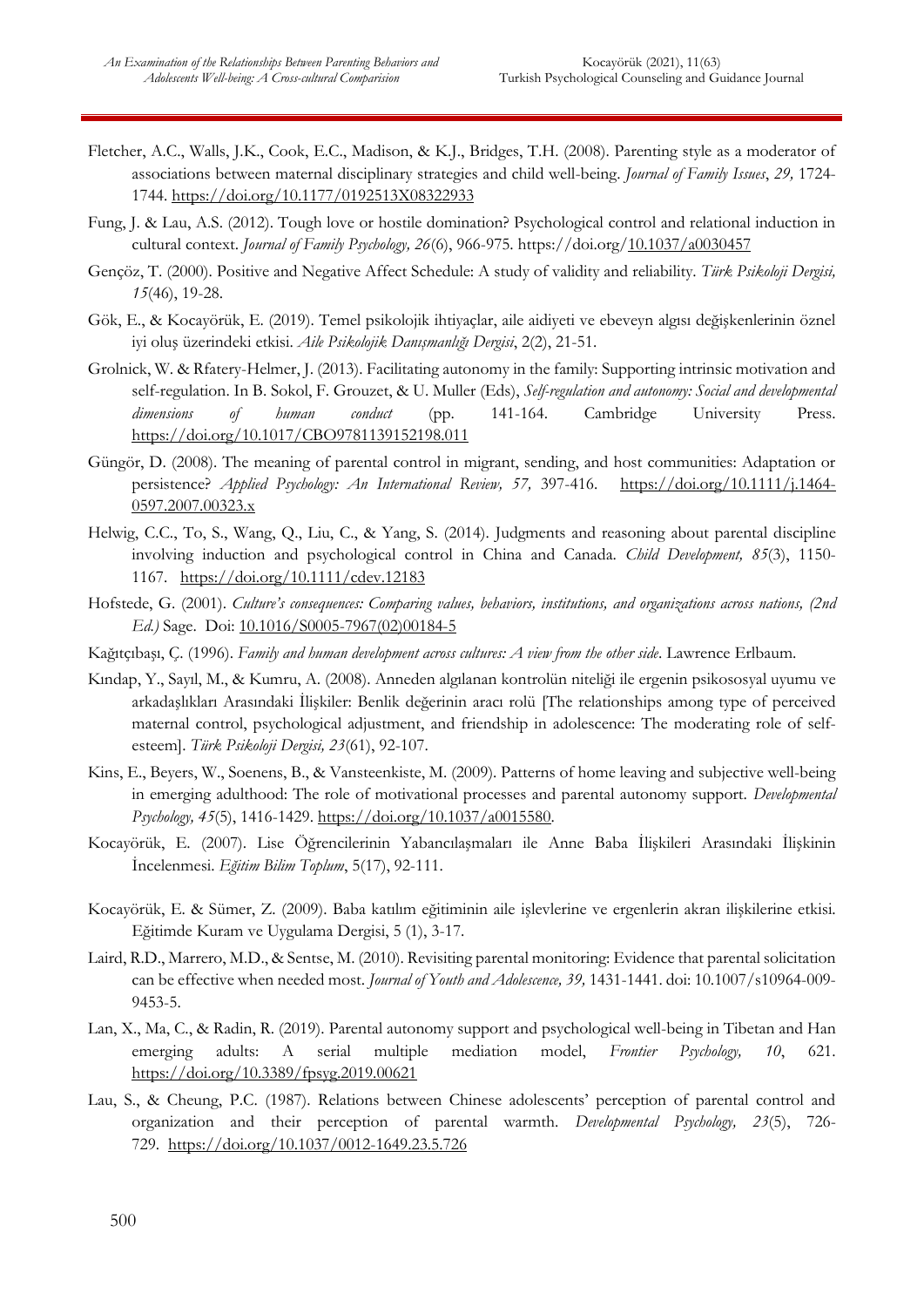Fletcher, A.C., Walls, J.K., Cook, E.C., Madison, & K.J., Bridges, T.H. (2008). Parenting style as a moderator of associations between maternal disciplinary strategies and child well-being. *Journal of Family Issues*, *29,* 1724-1744. https://doi.org/10.1177/0192513X08322933

Fung, J. & Lau, A.S. (2012). Tough love or hostile domination? Psychological control and relational induction in cultural context. *Journal of Family Psychology, 26*(6), 966-975. https://doi.org/10.1037/a0030457

Gençöz, T. (2000). Positive and Negative Affect Schedule: A study of validity and reliability. *Türk Psikoloji Dergisi, 15*(46), 19-28.

Gök, E., & Kocayörük, E. (2019). Temel psikolojik ihtiyaçlar, aile aidiyeti ve ebeveyn algısı değişkenlerinin öznel iyi oluş üzerindeki etkisi. *Aile Psikolojik Danışmanlığı Dergisi*, 2(2), 21-51.

Grolnick, W. & Rfatery-Helmer, J. (2013). Facilitating autonomy in the family: Supporting intrinsic motivation and self-regulation. In B. Sokol, F. Grouzet, & U. Muller (Eds), *Self-regulation and autonomy: Social and developmental dimensions of human conduct* (pp. 141-164. Cambridge University Press. https://doi.org/10.1017/CBO9781139152198.011

Güngör, D. (2008). The meaning of parental control in migrant, sending, and host communities: Adaptation or persistence? *Applied Psychology: An International Review, 57,* 397-416. https://doi.org/10.1111/j.1464-0597.2007.00323.x

Helwig, C.C., To, S., Wang, Q., Liu, C., & Yang, S. (2014). Judgments and reasoning about parental discipline involving induction and psychological control in China and Canada. *Child Development, 85*(3), 1150-1167. https://doi.org/10.1111/cdev.12183

Hofstede, G. (2001). *Culture's consequences: Comparing values, behaviors, institutions, and organizations across nations, (2nd Ed.)* Sage. Doi: 10.1016/S0005-7967(02)00184-5

Kağıtçıbaşı, Ç. (1996). *Family and human development across cultures: A view from the other side*. Lawrence Erlbaum.

Kındap, Y., Sayıl, M., & Kumru, A. (2008). Anneden algılanan kontrolün niteliği ile ergenin psikososyal uyumu ve arkadaşlıkları Arasındaki İlişkiler: Benlik değerinin aracı rolü [The relationships among type of perceived maternal control, psychological adjustment, and friendship in adolescence: The moderating role of self-esteem]. *Türk Psikoloji Dergisi, 23*(61), 92-107.

Kins, E., Beyers, W., Soenens, B., & Vansteenkiste, M. (2009). Patterns of home leaving and subjective well-being in emerging adulthood: The role of motivational processes and parental autonomy support. *Developmental Psychology, 45*(5), 1416-1429. https://doi.org/10.1037/a0015580.

Kocayörük, E. (2007). Lise Öğrencilerinin Yabancılaşmaları ile Anne Baba İlişkileri Arasındaki İlişkinin İncelenmesi. *Eğitim Bilim Toplum*, 5(17), 92-111.

Kocayörük, E. & Sümer, Z. (2009). Baba katılım eğitiminin aile işlevlerine ve ergenlerin akran ilişkilerine etkisi. Eğitimde Kuram ve Uygulama Dergisi, 5 (1), 3-17.

Laird, R.D., Marrero, M.D., & Sentse, M. (2010). Revisiting parental monitoring: Evidence that parental solicitation can be effective when needed most. *Journal of Youth and Adolescence, 39,* 1431-1441. doi: 10.1007/s10964-009-9453-5.

Lan, X., Ma, C., & Radin, R. (2019). Parental autonomy support and psychological well-being in Tibetan and Han emerging adults: A serial multiple mediation model, *Frontier Psychology, 10*, 621. https://doi.org/10.3389/fpsyg.2019.00621

Lau, S., & Cheung, P.C. (1987). Relations between Chinese adolescents' perception of parental control and organization and their perception of parental warmth. *Developmental Psychology, 23*(5), 726-729. https://doi.org/10.1037/0012-1649.23.5.726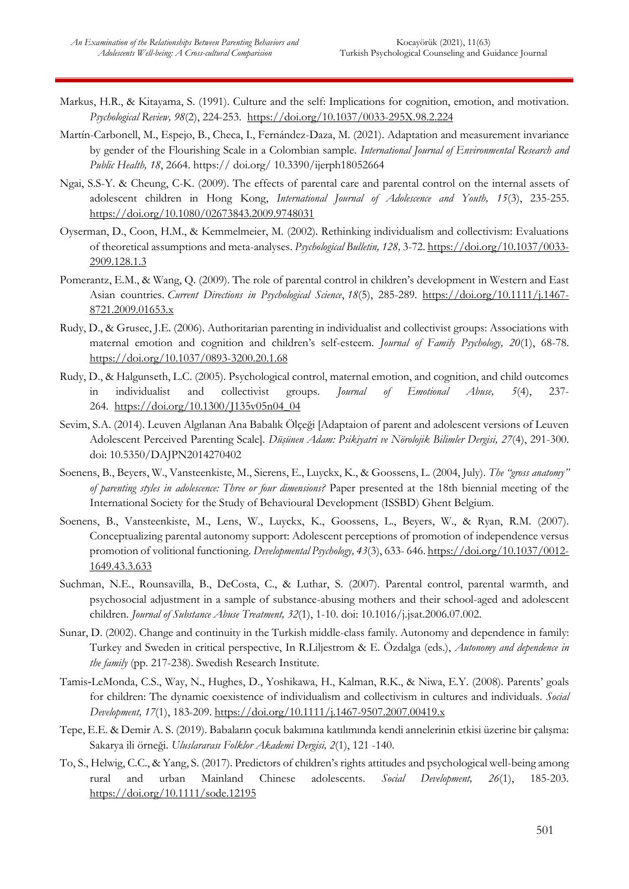Markus, H.R., & Kitayama, S. (1991). Culture and the self: Implications for cognition, emotion, and motivation. *Psychological Review, 98*(2), 224-253. https://doi.org/10.1037/0033-295X.98.2.224

Martín-Carbonell, M., Espejo, B., Checa, I., Fernández-Daza, M. (2021). Adaptation and measurement invariance by gender of the Flourishing Scale in a Colombian sample. *International Journal of Environmental Research and Public Health, 18*, 2664. https:// doi.org/ 10.3390/ijerph18052664

Ngai, S.S-Y. & Cheung, C-K. (2009). The effects of parental care and parental control on the internal assets of adolescent children in Hong Kong, *International Journal of Adolescence and Youth, 15*(3), 235-255. https://doi.org/10.1080/02673843.2009.9748031

Oyserman, D., Coon, H.M., & Kemmelmeier, M. (2002). Rethinking individualism and collectivism: Evaluations of theoretical assumptions and meta-analyses. *Psychological Bulletin, 128,* 3-72. https://doi.org/10.1037/0033-2909.128.1.3

Pomerantz, E.M., & Wang, Q. (2009). The role of parental control in children's development in Western and East Asian countries. *Current Directions in Psychological Science*, *18*(5), 285-289. https://doi.org/10.1111/j.1467-8721.2009.01653.x

Rudy, D., & Grusec, J.E. (2006). Authoritarian parenting in individualist and collectivist groups: Associations with maternal emotion and cognition and children's self-esteem. *Journal of Family Psychology, 20*(1), 68-78. https://doi.org/10.1037/0893-3200.20.1.68

Rudy, D., & Halgunseth, L.C. (2005). Psychological control, maternal emotion, and cognition, and child outcomes in individualist and collectivist groups. *Journal of Emotional Abuse, 5*(4), 237-264. https://doi.org/10.1300/J135v05n04_04

Sevim, S.A. (2014). Leuven Algılanan Ana Babalık Ölçeği [Adaptaion of parent and adolescent versions of Leuven Adolescent Perceived Parenting Scale]. *Düşünen Adam: Psikiyatri ve Nörolojik Bilimler Dergisi, 27*(4), 291-300. doi: 10.5350/DAJPN2014270402

Soenens, B., Beyers, W., Vansteenkiste, M., Sierens, E., Luyckx, K., & Goossens, L. (2004, July). *The "gross anatomy" of parenting styles in adolescence: Three or four dimensions?* Paper presented at the 18th biennial meeting of the International Society for the Study of Behavioural Development (ISSBD) Ghent Belgium.

Soenens, B., Vansteenkiste, M., Lens, W., Luyckx, K., Goossens, L., Beyers, W., & Ryan, R.M. (2007). Conceptualizing parental autonomy support: Adolescent perceptions of promotion of independence versus promotion of volitional functioning. *Developmental Psychology, 43*(3), 633- 646. https://doi.org/10.1037/0012-1649.43.3.633

Suchman, N.E., Rounsavilla, B., DeCosta, C., & Luthar, S. (2007). Parental control, parental warmth, and psychosocial adjustment in a sample of substance-abusing mothers and their school-aged and adolescent children. *Journal of Substance Abuse Treatment, 32*(1), 1-10. doi: 10.1016/j.jsat.2006.07.002.

Sunar, D. (2002). Change and continuity in the Turkish middle-class family. Autonomy and dependence in family: Turkey and Sweden in critical perspective, In R.Liljestrom & E. Özdalga (eds.), *Autonomy and dependence in the family* (pp. 217-238). Swedish Research Institute.

Tamis-LeMonda, C.S., Way, N., Hughes, D., Yoshikawa, H., Kalman, R.K., & Niwa, E.Y. (2008). Parents' goals for children: The dynamic coexistence of individualism and collectivism in cultures and individuals. *Social Development, 17*(1), 183-209. https://doi.org/10.1111/j.1467-9507.2007.00419.x

Tepe, E.E. & Demir A. S. (2019). Babaların çocuk bakımına katılımında kendi annelerinin etkisi üzerine bir çalışma: Sakarya ili örneği. *Uluslararası Folklor Akademi Dergisi, 2*(1), 121 -140.

To, S., Helwig, C.C., & Yang, S. (2017). Predictors of children's rights attitudes and psychological well-being among rural and urban Mainland Chinese adolescents. *Social Development, 26*(1), 185-203. https://doi.org/10.1111/sode.12195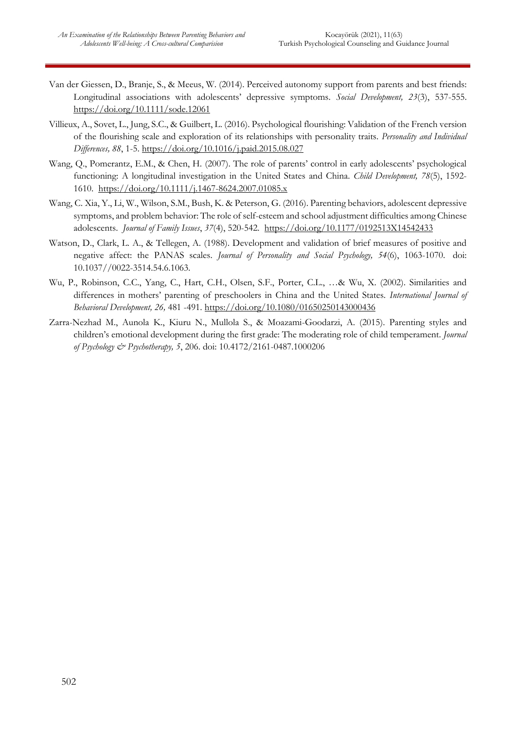Van der Giessen, D., Branje, S., & Meeus, W. (2014). Perceived autonomy support from parents and best friends: Longitudinal associations with adolescents' depressive symptoms. *Social Development, 23*(3), 537-555. https://doi.org/10.1111/sode.12061

Villieux, A., Sovet, L., Jung, S.C., & Guilbert, L. (2016). Psychological flourishing: Validation of the French version of the flourishing scale and exploration of its relationships with personality traits. *Personality and Individual Differences, 88*, 1-5. https://doi.org/10.1016/j.paid.2015.08.027

Wang, Q., Pomerantz, E.M., & Chen, H. (2007). The role of parents' control in early adolescents' psychological functioning: A longitudinal investigation in the United States and China. *Child Development, 78*(5), 1592-1610. https://doi.org/10.1111/j.1467-8624.2007.01085.x

Wang, C. Xia, Y., Li, W., Wilson, S.M., Bush, K. & Peterson, G. (2016). Parenting behaviors, adolescent depressive symptoms, and problem behavior: The role of self-esteem and school adjustment difficulties among Chinese adolescents. *Journal of Family Issues*, *37*(4), 520-542. https://doi.org/10.1177/0192513X14542433

Watson, D., Clark, L. A., & Tellegen, A. (1988). Development and validation of brief measures of positive and negative affect: the PANAS scales. *Journal of Personality and Social Psychology, 54*(6), 1063-1070. doi: 10.1037//0022-3514.54.6.1063.

Wu, P., Robinson, C.C., Yang, C., Hart, C.H., Olsen, S.F., Porter, C.L., …& Wu, X. (2002). Similarities and differences in mothers' parenting of preschoolers in China and the United States. *International Journal of Behavioral Development, 26,* 481 -491. https://doi.org/10.1080/01650250143000436

Zarra-Nezhad M., Aunola K., Kiuru N., Mullola S., & Moazami-Goodarzi, A. (2015). Parenting styles and children's emotional development during the first grade: The moderating role of child temperament. *Journal of Psychology & Psychotherapy, 5*, 206. doi: 10.4172/2161-0487.1000206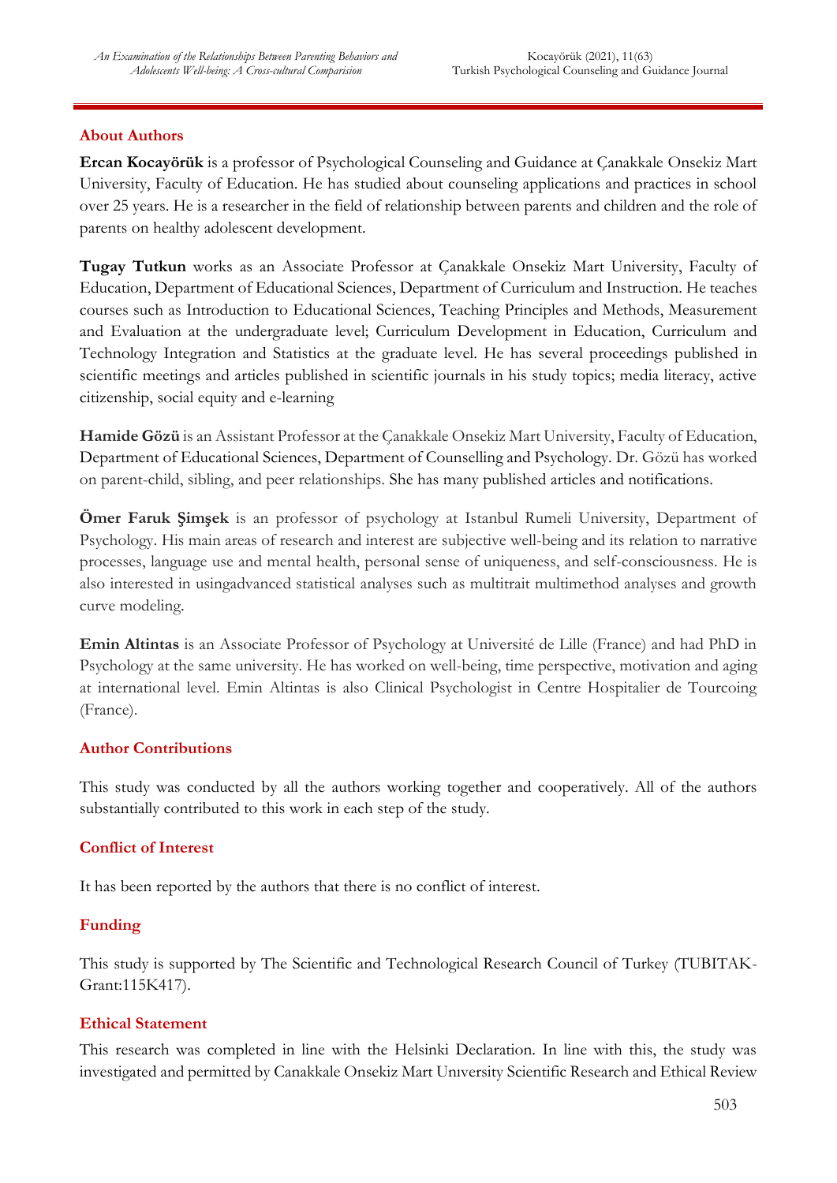## About Authors

**Ercan Kocayörük** is a professor of Psychological Counseling and Guidance at Çanakkale Onsekiz Mart University, Faculty of Education. He has studied about counseling applications and practices in school over 25 years. He is a researcher in the field of relationship between parents and children and the role of parents on healthy adolescent development.

**Tugay Tutkun** works as an Associate Professor at Çanakkale Onsekiz Mart University, Faculty of Education, Department of Educational Sciences, Department of Curriculum and Instruction. He teaches courses such as Introduction to Educational Sciences, Teaching Principles and Methods, Measurement and Evaluation at the undergraduate level; Curriculum Development in Education, Curriculum and Technology Integration and Statistics at the graduate level. He has several proceedings published in scientific meetings and articles published in scientific journals in his study topics; media literacy, active citizenship, social equity and e-learning

**Hamide Gözü** is an Assistant Professor at the Çanakkale Onsekiz Mart University, Faculty of Education, Department of Educational Sciences, Department of Counselling and Psychology. Dr. Gözü has worked on parent-child, sibling, and peer relationships. She has many published articles and notifications.

**Ömer Faruk Şimşek** is an professor of psychology at Istanbul Rumeli University, Department of Psychology. His main areas of research and interest are subjective well-being and its relation to narrative processes, language use and mental health, personal sense of uniqueness, and self-consciousness. He is also interested in usingadvanced statistical analyses such as multitrait multimethod analyses and growth curve modeling.

**Emin Altintas** is an Associate Professor of Psychology at Université de Lille (France) and had PhD in Psychology at the same university. He has worked on well-being, time perspective, motivation and aging at international level. Emin Altintas is also Clinical Psychologist in Centre Hospitalier de Tourcoing (France).

## Author Contributions

This study was conducted by all the authors working together and cooperatively. All of the authors substantially contributed to this work in each step of the study.

## Conflict of Interest

It has been reported by the authors that there is no conflict of interest.

## Funding

This study is supported by The Scientific and Technological Research Council of Turkey (TUBITAK-Grant:115K417).

## Ethical Statement

This research was completed in line with the Helsinki Declaration. In line with this, the study was investigated and permitted by Canakkale Onsekiz Mart Unıversity Scientific Research and Ethical Review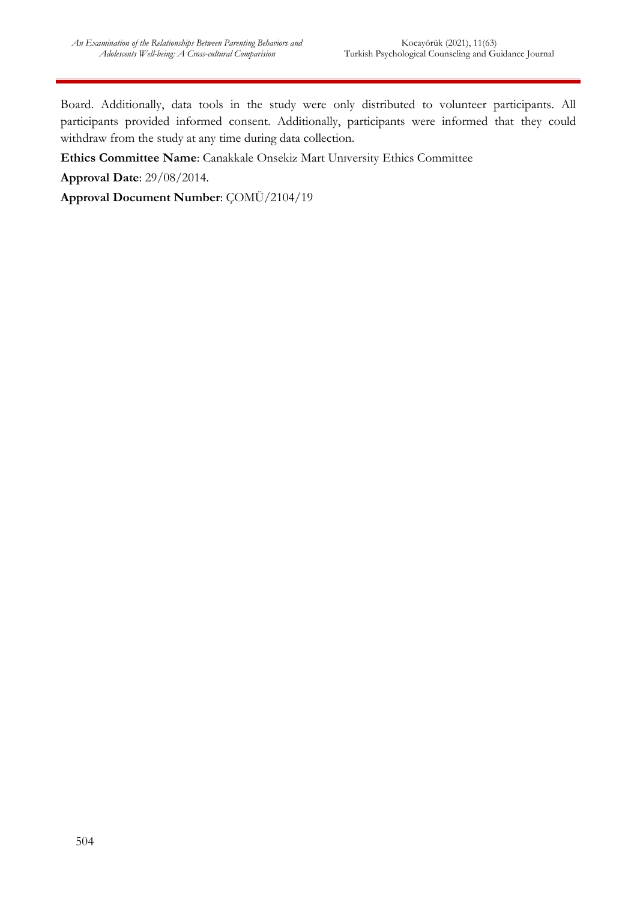Board. Additionally, data tools in the study were only distributed to volunteer participants. All participants provided informed consent. Additionally, participants were informed that they could withdraw from the study at any time during data collection.

**Ethics Committee Name**: Canakkale Onsekiz Mart Unıversity Ethics Committee

**Approval Date**: 29/08/2014.

**Approval Document Number**: ÇOMÜ/2104/19